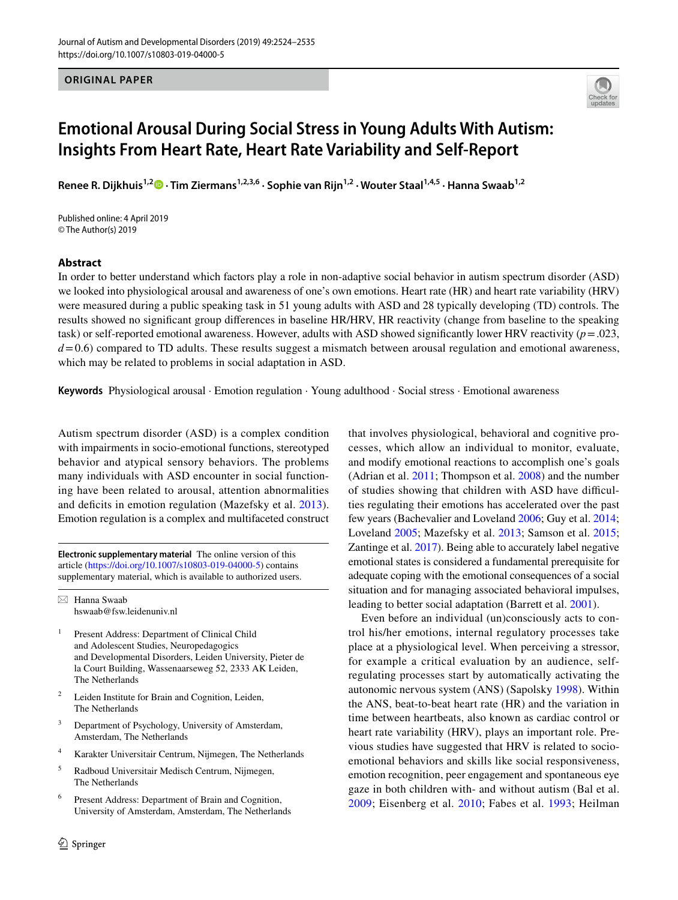ORIGINAL PAPER

# Emotional Arousal During Social Stress in Young Adults With Autism: Insights From Heart Rate, Heart Rate Variability and Self-Report

**Renee R. Dijkhuis[1,2] · Tim Ziermans[1,2,3,6] · Sophie van Rijn[1,2] · Wouter Staal[1,4,5] · Hanna Swaab[1,2]**

Published online: 4 April 2019
© The Author(s) 2019

## Abstract

In order to better understand which factors play a role in non-adaptive social behavior in autism spectrum disorder (ASD) we looked into physiological arousal and awareness of one's own emotions. Heart rate (HR) and heart rate variability (HRV) were measured during a public speaking task in 51 young adults with ASD and 28 typically developing (TD) controls. The results showed no significant group differences in baseline HR/HRV, HR reactivity (change from baseline to the speaking task) or self-reported emotional awareness. However, adults with ASD showed significantly lower HRV reactivity ($p = .023$, $d = 0.6$) compared to TD adults. These results suggest a mismatch between arousal regulation and emotional awareness, which may be related to problems in social adaptation in ASD.

**Keywords** Physiological arousal · Emotion regulation · Young adulthood · Social stress · Emotional awareness

Autism spectrum disorder (ASD) is a complex condition with impairments in socio-emotional functions, stereotyped behavior and atypical sensory behaviors. The problems many individuals with ASD encounter in social functioning have been related to arousal, attention abnormalities and deficits in emotion regulation (Mazefsky et al. 2013). Emotion regulation is a complex and multifaceted construct that involves physiological, behavioral and cognitive processes, which allow an individual to monitor, evaluate, and modify emotional reactions to accomplish one's goals (Adrian et al. 2011; Thompson et al. 2008) and the number of studies showing that children with ASD have difficulties regulating their emotions has accelerated over the past few years (Bachevalier and Loveland 2006; Guy et al. 2014; Loveland 2005; Mazefsky et al. 2013; Samson et al. 2015; Zantinge et al. 2017). Being able to accurately label negative emotional states is considered a fundamental prerequisite for adequate coping with the emotional consequences of a social situation and for managing associated behavioral impulses, leading to better social adaptation (Barrett et al. 2001).

Even before an individual (un)consciously acts to control his/her emotions, internal regulatory processes take place at a physiological level. When perceiving a stressor, for example a critical evaluation by an audience, self-regulating processes start by automatically activating the autonomic nervous system (ANS) (Sapolsky 1998). Within the ANS, beat-to-beat heart rate (HR) and the variation in time between heartbeats, also known as cardiac control or heart rate variability (HRV), plays an important role. Previous studies have suggested that HRV is related to socio-emotional behaviors and skills like social responsiveness, emotion recognition, peer engagement and spontaneous eye gaze in both children with- and without autism (Bal et al. 2009; Eisenberg et al. 2010; Fabes et al. 1993; Heilman

**Electronic supplementary material** The online version of this article (https://doi.org/10.1007/s10803-019-04000-5) contains supplementary material, which is available to authorized users.

✉ Hanna Swaab
hswaab@fsw.leidenuniv.nl

[1] Present Address: Department of Clinical Child and Adolescent Studies, Neuropedagogics and Developmental Disorders, Leiden University, Pieter de la Court Building, Wassenaarseweg 52, 2333 AK Leiden, The Netherlands

[2] Leiden Institute for Brain and Cognition, Leiden, The Netherlands

[3] Department of Psychology, University of Amsterdam, Amsterdam, The Netherlands

[4] Karakter Universitair Centrum, Nijmegen, The Netherlands

[5] Radboud Universitair Medisch Centrum, Nijmegen, The Netherlands

[6] Present Address: Department of Brain and Cognition, University of Amsterdam, Amsterdam, The Netherlands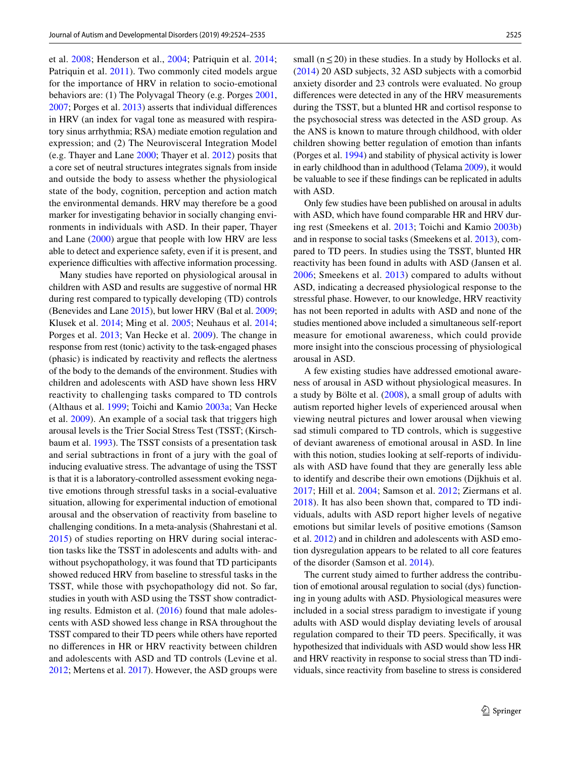et al. 2008; Henderson et al., 2004; Patriquin et al. 2014; Patriquin et al. 2011). Two commonly cited models argue for the importance of HRV in relation to socio-emotional behaviors are: (1) The Polyvagal Theory (e.g. Porges 2001, 2007; Porges et al. 2013) asserts that individual differences in HRV (an index for vagal tone as measured with respiratory sinus arrhythmia; RSA) mediate emotion regulation and expression; and (2) The Neurovisceral Integration Model (e.g. Thayer and Lane 2000; Thayer et al. 2012) posits that a core set of neutral structures integrates signals from inside and outside the body to assess whether the physiological state of the body, cognition, perception and action match the environmental demands. HRV may therefore be a good marker for investigating behavior in socially changing environments in individuals with ASD. In their paper, Thayer and Lane (2000) argue that people with low HRV are less able to detect and experience safety, even if it is present, and experience difficulties with affective information processing.

Many studies have reported on physiological arousal in children with ASD and results are suggestive of normal HR during rest compared to typically developing (TD) controls (Benevides and Lane 2015), but lower HRV (Bal et al. 2009; Klusek et al. 2014; Ming et al. 2005; Neuhaus et al. 2014; Porges et al. 2013; Van Hecke et al. 2009). The change in response from rest (tonic) activity to the task-engaged phases (phasic) is indicated by reactivity and reflects the alertness of the body to the demands of the environment. Studies with children and adolescents with ASD have shown less HRV reactivity to challenging tasks compared to TD controls (Althaus et al. 1999; Toichi and Kamio 2003a; Van Hecke et al. 2009). An example of a social task that triggers high arousal levels is the Trier Social Stress Test (TSST; (Kirschbaum et al. 1993). The TSST consists of a presentation task and serial subtractions in front of a jury with the goal of inducing evaluative stress. The advantage of using the TSST is that it is a laboratory-controlled assessment evoking negative emotions through stressful tasks in a social-evaluative situation, allowing for experimental induction of emotional arousal and the observation of reactivity from baseline to challenging conditions. In a meta-analysis (Shahrestani et al. 2015) of studies reporting on HRV during social interaction tasks like the TSST in adolescents and adults with- and without psychopathology, it was found that TD participants showed reduced HRV from baseline to stressful tasks in the TSST, while those with psychopathology did not. So far, studies in youth with ASD using the TSST show contradicting results. Edmiston et al. (2016) found that male adolescents with ASD showed less change in RSA throughout the TSST compared to their TD peers while others have reported no differences in HR or HRV reactivity between children and adolescents with ASD and TD controls (Levine et al. 2012; Mertens et al. 2017). However, the ASD groups were small ($n \leq 20$) in these studies. In a study by Hollocks et al. (2014) 20 ASD subjects, 32 ASD subjects with a comorbid anxiety disorder and 23 controls were evaluated. No group differences were detected in any of the HRV measurements during the TSST, but a blunted HR and cortisol response to the psychosocial stress was detected in the ASD group. As the ANS is known to mature through childhood, with older children showing better regulation of emotion than infants (Porges et al. 1994) and stability of physical activity is lower in early childhood than in adulthood (Telama 2009), it would be valuable to see if these findings can be replicated in adults with ASD.

Only few studies have been published on arousal in adults with ASD, which have found comparable HR and HRV during rest (Smeekens et al. 2013; Toichi and Kamio 2003b) and in response to social tasks (Smeekens et al. 2013), compared to TD peers. In studies using the TSST, blunted HR reactivity has been found in adults with ASD (Jansen et al. 2006; Smeekens et al. 2013) compared to adults without ASD, indicating a decreased physiological response to the stressful phase. However, to our knowledge, HRV reactivity has not been reported in adults with ASD and none of the studies mentioned above included a simultaneous self-report measure for emotional awareness, which could provide more insight into the conscious processing of physiological arousal in ASD.

A few existing studies have addressed emotional awareness of arousal in ASD without physiological measures. In a study by Bölte et al. (2008), a small group of adults with autism reported higher levels of experienced arousal when viewing neutral pictures and lower arousal when viewing sad stimuli compared to TD controls, which is suggestive of deviant awareness of emotional arousal in ASD. In line with this notion, studies looking at self-reports of individuals with ASD have found that they are generally less able to identify and describe their own emotions (Dijkhuis et al. 2017; Hill et al. 2004; Samson et al. 2012; Ziermans et al. 2018). It has also been shown that, compared to TD individuals, adults with ASD report higher levels of negative emotions but similar levels of positive emotions (Samson et al. 2012) and in children and adolescents with ASD emotion dysregulation appears to be related to all core features of the disorder (Samson et al. 2014).

The current study aimed to further address the contribution of emotional arousal regulation to social (dys) functioning in young adults with ASD. Physiological measures were included in a social stress paradigm to investigate if young adults with ASD would display deviating levels of arousal regulation compared to their TD peers. Specifically, it was hypothesized that individuals with ASD would show less HR and HRV reactivity in response to social stress than TD individuals, since reactivity from baseline to stress is considered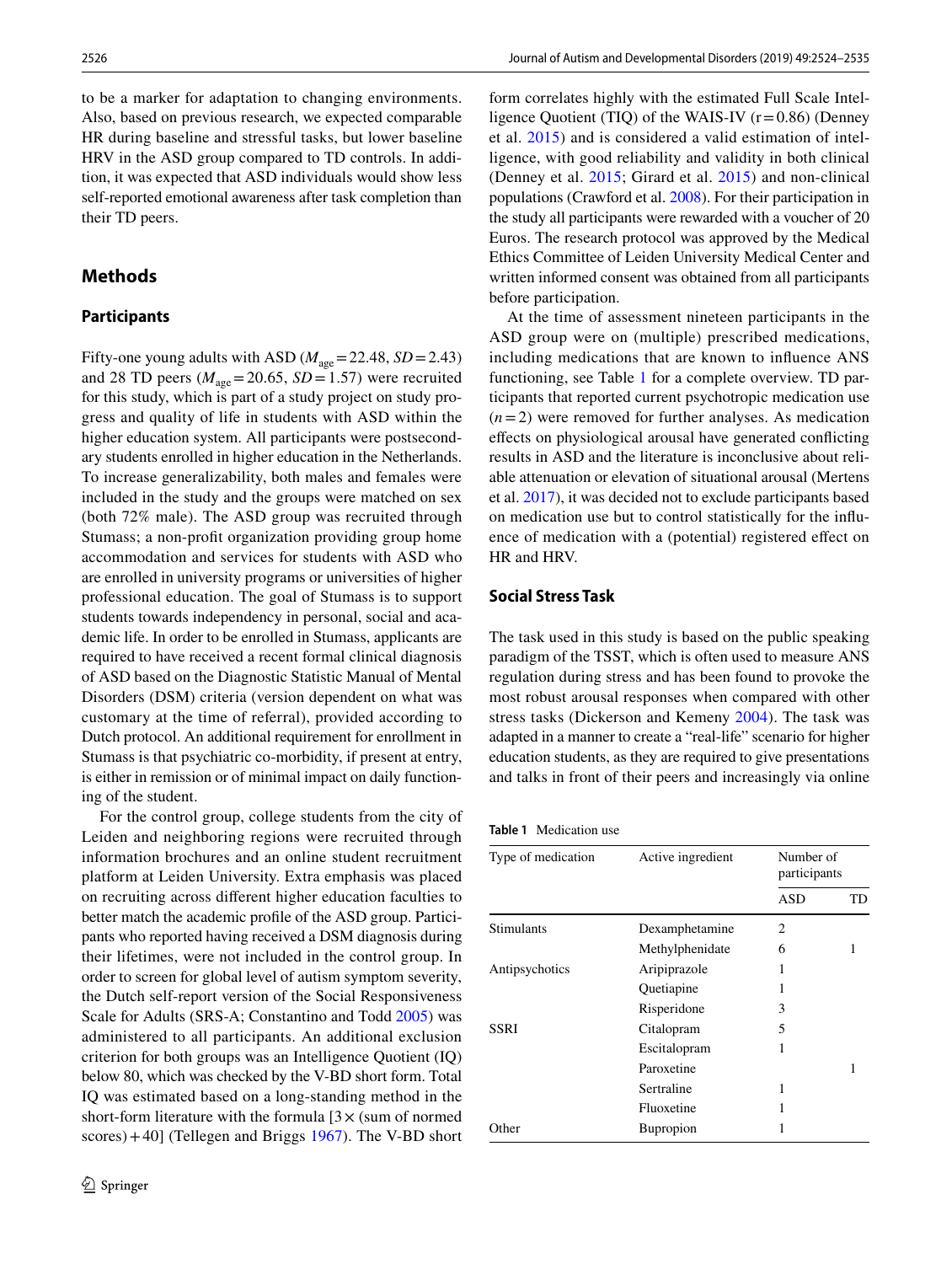to be a marker for adaptation to changing environments. Also, based on previous research, we expected comparable HR during baseline and stressful tasks, but lower baseline HRV in the ASD group compared to TD controls. In addition, it was expected that ASD individuals would show less self-reported emotional awareness after task completion than their TD peers.

## Methods

### Participants

Fifty-one young adults with ASD ($M_{age}$ = 22.48, $SD$ = 2.43) and 28 TD peers ($M_{age}$ = 20.65, $SD$ = 1.57) were recruited for this study, which is part of a study project on study progress and quality of life in students with ASD within the higher education system. All participants were postsecondary students enrolled in higher education in the Netherlands. To increase generalizability, both males and females were included in the study and the groups were matched on sex (both 72% male). The ASD group was recruited through Stumass; a non-profit organization providing group home accommodation and services for students with ASD who are enrolled in university programs or universities of higher professional education. The goal of Stumass is to support students towards independency in personal, social and academic life. In order to be enrolled in Stumass, applicants are required to have received a recent formal clinical diagnosis of ASD based on the Diagnostic Statistic Manual of Mental Disorders (DSM) criteria (version dependent on what was customary at the time of referral), provided according to Dutch protocol. An additional requirement for enrollment in Stumass is that psychiatric co-morbidity, if present at entry, is either in remission or of minimal impact on daily functioning of the student.

For the control group, college students from the city of Leiden and neighboring regions were recruited through information brochures and an online student recruitment platform at Leiden University. Extra emphasis was placed on recruiting across different higher education faculties to better match the academic profile of the ASD group. Participants who reported having received a DSM diagnosis during their lifetimes, were not included in the control group. In order to screen for global level of autism symptom severity, the Dutch self-report version of the Social Responsiveness Scale for Adults (SRS-A; Constantino and Todd 2005) was administered to all participants. An additional exclusion criterion for both groups was an Intelligence Quotient (IQ) below 80, which was checked by the V-BD short form. Total IQ was estimated based on a long-standing method in the short-form literature with the formula [3 × (sum of normed scores) + 40] (Tellegen and Briggs 1967). The V-BD short form correlates highly with the estimated Full Scale Intelligence Quotient (TIQ) of the WAIS-IV (r = 0.86) (Denney et al. 2015) and is considered a valid estimation of intelligence, with good reliability and validity in both clinical (Denney et al. 2015; Girard et al. 2015) and non-clinical populations (Crawford et al. 2008). For their participation in the study all participants were rewarded with a voucher of 20 Euros. The research protocol was approved by the Medical Ethics Committee of Leiden University Medical Center and written informed consent was obtained from all participants before participation.

At the time of assessment nineteen participants in the ASD group were on (multiple) prescribed medications, including medications that are known to influence ANS functioning, see Table 1 for a complete overview. TD participants that reported current psychotropic medication use ($n$ = 2) were removed for further analyses. As medication effects on physiological arousal have generated conflicting results in ASD and the literature is inconclusive about reliable attenuation or elevation of situational arousal (Mertens et al. 2017), it was decided not to exclude participants based on medication use but to control statistically for the influence of medication with a (potential) registered effect on HR and HRV.

### Social Stress Task

The task used in this study is based on the public speaking paradigm of the TSST, which is often used to measure ANS regulation during stress and has been found to provoke the most robust arousal responses when compared with other stress tasks (Dickerson and Kemeny 2004). The task was adapted in a manner to create a "real-life" scenario for higher education students, as they are required to give presentations and talks in front of their peers and increasingly via online

**Table 1** Medication use

| Type of medication | Active ingredient | Number of participants | |
|---|---|---|---|
| | | ASD | TD |
| Stimulants | Dexamphetamine | 2 | |
| | Methylphenidate | 6 | 1 |
| Antipsychotics | Aripiprazole | 1 | |
| | Quetiapine | 1 | |
| | Risperidone | 3 | |
| SSRI | Citalopram | 5 | |
| | Escitalopram | 1 | |
| | Paroxetine | | 1 |
| | Sertraline | 1 | |
| | Fluoxetine | 1 | |
| Other | Bupropion | 1 | |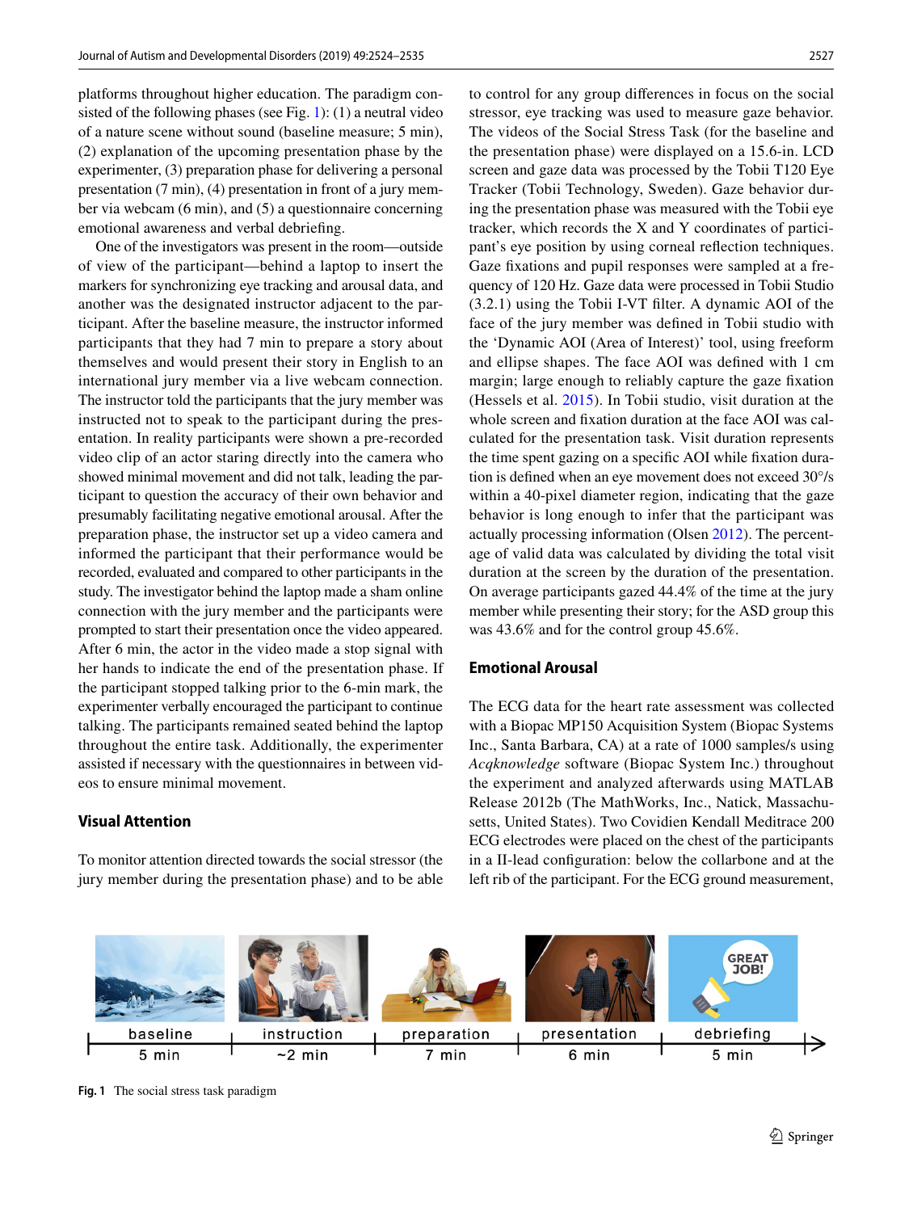platforms throughout higher education. The paradigm consisted of the following phases (see Fig. 1): (1) a neutral video of a nature scene without sound (baseline measure; 5 min), (2) explanation of the upcoming presentation phase by the experimenter, (3) preparation phase for delivering a personal presentation (7 min), (4) presentation in front of a jury member via webcam (6 min), and (5) a questionnaire concerning emotional awareness and verbal debriefing.

One of the investigators was present in the room—outside of view of the participant—behind a laptop to insert the markers for synchronizing eye tracking and arousal data, and another was the designated instructor adjacent to the participant. After the baseline measure, the instructor informed participants that they had 7 min to prepare a story about themselves and would present their story in English to an international jury member via a live webcam connection. The instructor told the participants that the jury member was instructed not to speak to the participant during the presentation. In reality participants were shown a pre-recorded video clip of an actor staring directly into the camera who showed minimal movement and did not talk, leading the participant to question the accuracy of their own behavior and presumably facilitating negative emotional arousal. After the preparation phase, the instructor set up a video camera and informed the participant that their performance would be recorded, evaluated and compared to other participants in the study. The investigator behind the laptop made a sham online connection with the jury member and the participants were prompted to start their presentation once the video appeared. After 6 min, the actor in the video made a stop signal with her hands to indicate the end of the presentation phase. If the participant stopped talking prior to the 6-min mark, the experimenter verbally encouraged the participant to continue talking. The participants remained seated behind the laptop throughout the entire task. Additionally, the experimenter assisted if necessary with the questionnaires in between videos to ensure minimal movement.

### Visual Attention

To monitor attention directed towards the social stressor (the jury member during the presentation phase) and to be able to control for any group differences in focus on the social stressor, eye tracking was used to measure gaze behavior. The videos of the Social Stress Task (for the baseline and the presentation phase) were displayed on a 15.6-in. LCD screen and gaze data was processed by the Tobii T120 Eye Tracker (Tobii Technology, Sweden). Gaze behavior during the presentation phase was measured with the Tobii eye tracker, which records the X and Y coordinates of participant's eye position by using corneal reflection techniques. Gaze fixations and pupil responses were sampled at a frequency of 120 Hz. Gaze data were processed in Tobii Studio (3.2.1) using the Tobii I-VT filter. A dynamic AOI of the face of the jury member was defined in Tobii studio with the 'Dynamic AOI (Area of Interest)' tool, using freeform and ellipse shapes. The face AOI was defined with 1 cm margin; large enough to reliably capture the gaze fixation (Hessels et al. 2015). In Tobii studio, visit duration at the whole screen and fixation duration at the face AOI was calculated for the presentation task. Visit duration represents the time spent gazing on a specific AOI while fixation duration is defined when an eye movement does not exceed 30°/s within a 40-pixel diameter region, indicating that the gaze behavior is long enough to infer that the participant was actually processing information (Olsen 2012). The percentage of valid data was calculated by dividing the total visit duration at the screen by the duration of the presentation. On average participants gazed 44.4% of the time at the jury member while presenting their story; for the ASD group this was 43.6% and for the control group 45.6%.

### Emotional Arousal

The ECG data for the heart rate assessment was collected with a Biopac MP150 Acquisition System (Biopac Systems Inc., Santa Barbara, CA) at a rate of 1000 samples/s using *Acqknowledge* software (Biopac System Inc.) throughout the experiment and analyzed afterwards using MATLAB Release 2012b (The MathWorks, Inc., Natick, Massachusetts, United States). Two Covidien Kendall Meditrace 200 ECG electrodes were placed on the chest of the participants in a II-lead configuration: below the collarbone and at the left rib of the participant. For the ECG ground measurement,

| baseline | instruction | preparation | presentation | debriefing |
|---|---|---|---|---|
| 5 min | ~2 min | 7 min | 6 min | 5 min |

**Fig. 1** The social stress task paradigm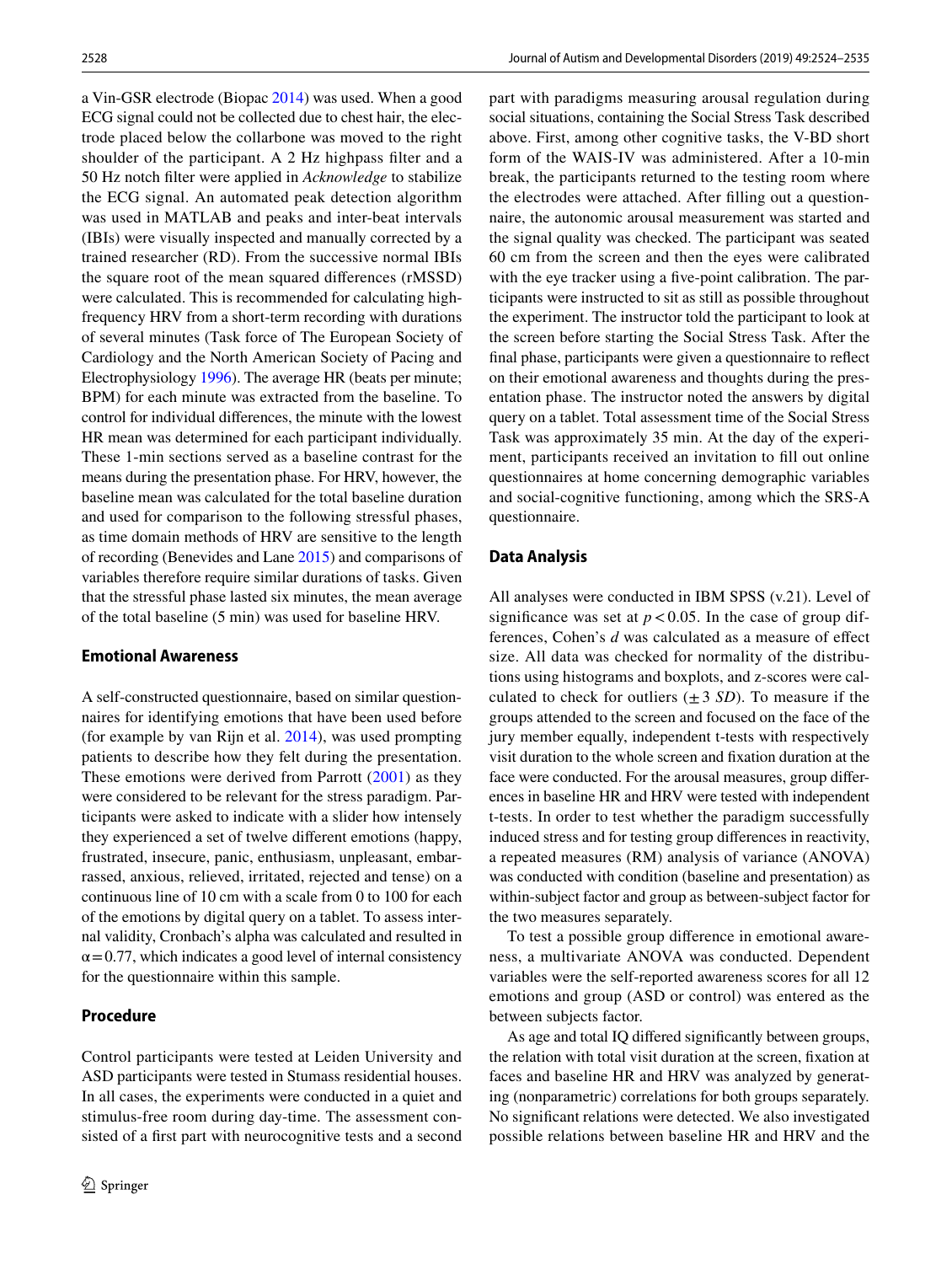a Vin-GSR electrode (Biopac 2014) was used. When a good ECG signal could not be collected due to chest hair, the electrode placed below the collarbone was moved to the right shoulder of the participant. A 2 Hz highpass filter and a 50 Hz notch filter were applied in *Acknowledge* to stabilize the ECG signal. An automated peak detection algorithm was used in MATLAB and peaks and inter-beat intervals (IBIs) were visually inspected and manually corrected by a trained researcher (RD). From the successive normal IBIs the square root of the mean squared differences (rMSSD) were calculated. This is recommended for calculating high-frequency HRV from a short-term recording with durations of several minutes (Task force of The European Society of Cardiology and the North American Society of Pacing and Electrophysiology 1996). The average HR (beats per minute; BPM) for each minute was extracted from the baseline. To control for individual differences, the minute with the lowest HR mean was determined for each participant individually. These 1-min sections served as a baseline contrast for the means during the presentation phase. For HRV, however, the baseline mean was calculated for the total baseline duration and used for comparison to the following stressful phases, as time domain methods of HRV are sensitive to the length of recording (Benevides and Lane 2015) and comparisons of variables therefore require similar durations of tasks. Given that the stressful phase lasted six minutes, the mean average of the total baseline (5 min) was used for baseline HRV.

### Emotional Awareness

A self-constructed questionnaire, based on similar questionnaires for identifying emotions that have been used before (for example by van Rijn et al. 2014), was used prompting patients to describe how they felt during the presentation. These emotions were derived from Parrott (2001) as they were considered to be relevant for the stress paradigm. Participants were asked to indicate with a slider how intensely they experienced a set of twelve different emotions (happy, frustrated, insecure, panic, enthusiasm, unpleasant, embarrassed, anxious, relieved, irritated, rejected and tense) on a continuous line of 10 cm with a scale from 0 to 100 for each of the emotions by digital query on a tablet. To assess internal validity, Cronbach's alpha was calculated and resulted in $\alpha = 0.77$, which indicates a good level of internal consistency for the questionnaire within this sample.

### Procedure

Control participants were tested at Leiden University and ASD participants were tested in Stumass residential houses. In all cases, the experiments were conducted in a quiet and stimulus-free room during day-time. The assessment consisted of a first part with neurocognitive tests and a second part with paradigms measuring arousal regulation during social situations, containing the Social Stress Task described above. First, among other cognitive tasks, the V-BD short form of the WAIS-IV was administered. After a 10-min break, the participants returned to the testing room where the electrodes were attached. After filling out a questionnaire, the autonomic arousal measurement was started and the signal quality was checked. The participant was seated 60 cm from the screen and then the eyes were calibrated with the eye tracker using a five-point calibration. The participants were instructed to sit as still as possible throughout the experiment. The instructor told the participant to look at the screen before starting the Social Stress Task. After the final phase, participants were given a questionnaire to reflect on their emotional awareness and thoughts during the presentation phase. The instructor noted the answers by digital query on a tablet. Total assessment time of the Social Stress Task was approximately 35 min. At the day of the experiment, participants received an invitation to fill out online questionnaires at home concerning demographic variables and social-cognitive functioning, among which the SRS-A questionnaire.

### Data Analysis

All analyses were conducted in IBM SPSS (v.21). Level of significance was set at $p < 0.05$. In the case of group differences, Cohen's *d* was calculated as a measure of effect size. All data was checked for normality of the distributions using histograms and boxplots, and z-scores were calculated to check for outliers ($\pm 3$ *SD*). To measure if the groups attended to the screen and focused on the face of the jury member equally, independent t-tests with respectively visit duration to the whole screen and fixation duration at the face were conducted. For the arousal measures, group differences in baseline HR and HRV were tested with independent t-tests. In order to test whether the paradigm successfully induced stress and for testing group differences in reactivity, a repeated measures (RM) analysis of variance (ANOVA) was conducted with condition (baseline and presentation) as within-subject factor and group as between-subject factor for the two measures separately.

To test a possible group difference in emotional awareness, a multivariate ANOVA was conducted. Dependent variables were the self-reported awareness scores for all 12 emotions and group (ASD or control) was entered as the between subjects factor.

As age and total IQ differed significantly between groups, the relation with total visit duration at the screen, fixation at faces and baseline HR and HRV was analyzed by generating (nonparametric) correlations for both groups separately. No significant relations were detected. We also investigated possible relations between baseline HR and HRV and the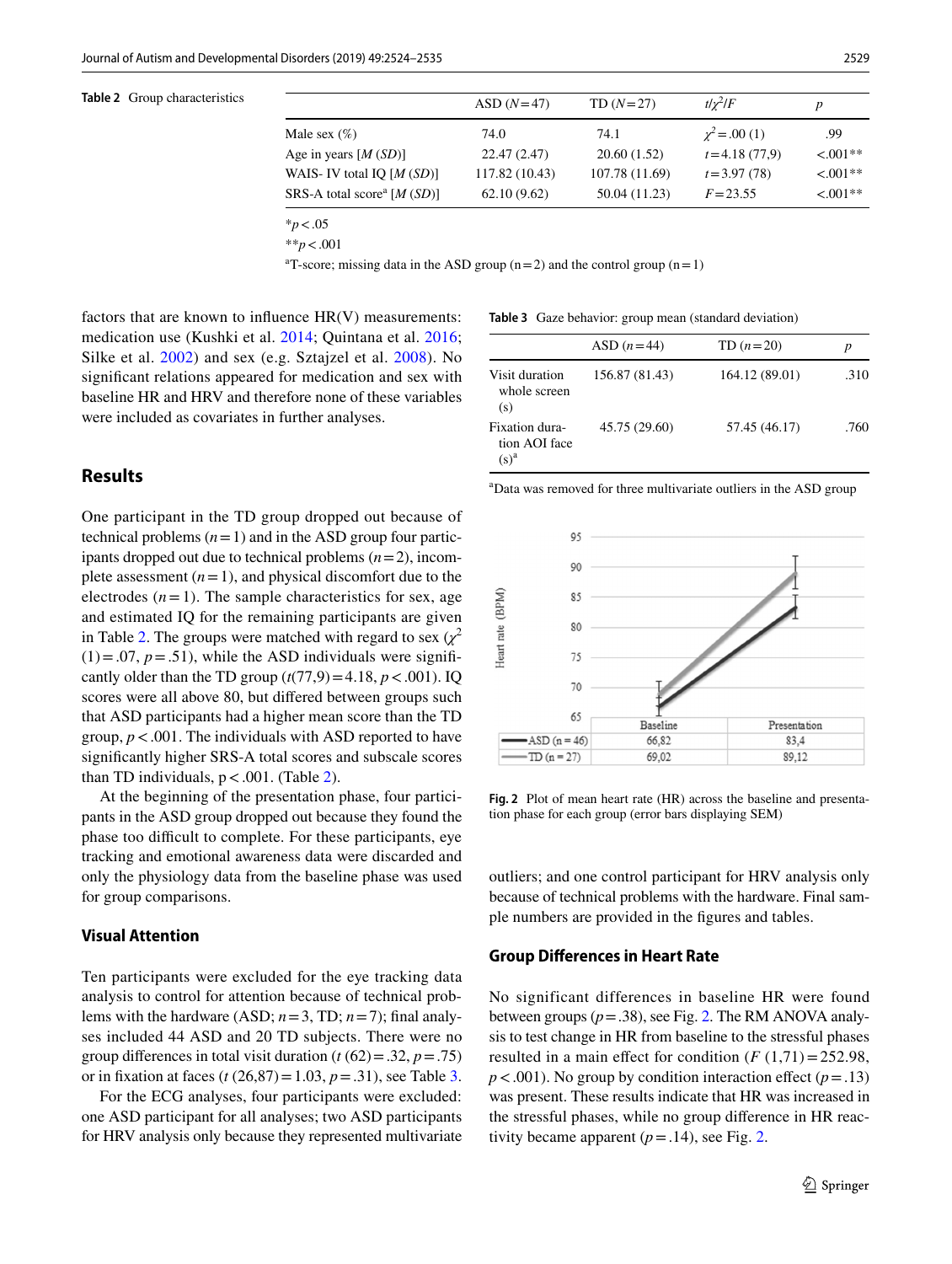**Table 2** Group characteristics

| | ASD (*N* = 47) | TD (*N* = 27) | $t/\chi^2/F$ | *p* |
|---|---|---|---|---|
| Male sex (%) | 74.0 | 74.1 | $\chi^2 = .00$ (1) | .99 |
| Age in years [*M* (*SD*)] | 22.47 (2.47) | 20.60 (1.52) | $t = 4.18$ (77,9) | <.001** |
| WAIS- IV total IQ [*M* (*SD*)] | 117.82 (10.43) | 107.78 (11.69) | $t = 3.97$ (78) | <.001** |
| SRS-A total score[a] [*M* (*SD*)] | 62.10 (9.62) | 50.04 (11.23) | $F = 23.55$ | <.001** |

*$p < .05$

**$p < .001$

[a]T-score; missing data in the ASD group (n = 2) and the control group (n = 1)

factors that are known to influence HR(V) measurements: medication use (Kushki et al. 2014; Quintana et al. 2016; Silke et al. 2002) and sex (e.g. Sztajzel et al. 2008). No significant relations appeared for medication and sex with baseline HR and HRV and therefore none of these variables were included as covariates in further analyses.

## Results

One participant in the TD group dropped out because of technical problems ($n = 1$) and in the ASD group four participants dropped out due to technical problems ($n = 2$), incomplete assessment ($n = 1$), and physical discomfort due to the electrodes ($n = 1$). The sample characteristics for sex, age and estimated IQ for the remaining participants are given in Table 2. The groups were matched with regard to sex ($\chi^2$ (1) = .07, $p = .51$), while the ASD individuals were significantly older than the TD group ($t(77,9) = 4.18$, $p < .001$). IQ scores were all above 80, but differed between groups such that ASD participants had a higher mean score than the TD group, $p < .001$. The individuals with ASD reported to have significantly higher SRS-A total scores and subscale scores than TD individuals, $p < .001$. (Table 2).

At the beginning of the presentation phase, four participants in the ASD group dropped out because they found the phase too difficult to complete. For these participants, eye tracking and emotional awareness data were discarded and only the physiology data from the baseline phase was used for group comparisons.

### Visual Attention

Ten participants were excluded for the eye tracking data analysis to control for attention because of technical problems with the hardware (ASD; $n = 3$, TD; $n = 7$); final analyses included 44 ASD and 20 TD subjects. There were no group differences in total visit duration ($t$ (62) = .32, $p = .75$) or in fixation at faces ($t$ (26,87) = 1.03, $p = .31$), see Table 3.

For the ECG analyses, four participants were excluded: one ASD participant for all analyses; two ASD participants for HRV analysis only because they represented multivariate outliers; and one control participant for HRV analysis only because of technical problems with the hardware. Final sample numbers are provided in the figures and tables.

**Table 3** Gaze behavior: group mean (standard deviation)

| | ASD ($n = 44$) | TD ($n = 20$) | *p* |
|---|---|---|---|
| Visit duration whole screen (s) | 156.87 (81.43) | 164.12 (89.01) | .310 |
| Fixation duration AOI face (s)[a] | 45.75 (29.60) | 57.45 (46.17) | .760 |

[a]Data was removed for three multivariate outliers in the ASD group

| | Baseline | Presentation |
|---|---|---|
| ASD (n = 46) | 66,82 | 83,4 |
| TD (n = 27) | 69,02 | 89,12 |

**Fig. 2** Plot of mean heart rate (HR) across the baseline and presentation phase for each group (error bars displaying SEM)

### Group Differences in Heart Rate

No significant differences in baseline HR were found between groups ($p = .38$), see Fig. 2. The RM ANOVA analysis to test change in HR from baseline to the stressful phases resulted in a main effect for condition ($F$ (1,71) = 252.98, $p < .001$). No group by condition interaction effect ($p = .13$) was present. These results indicate that HR was increased in the stressful phases, while no group difference in HR reactivity became apparent ($p = .14$), see Fig. 2.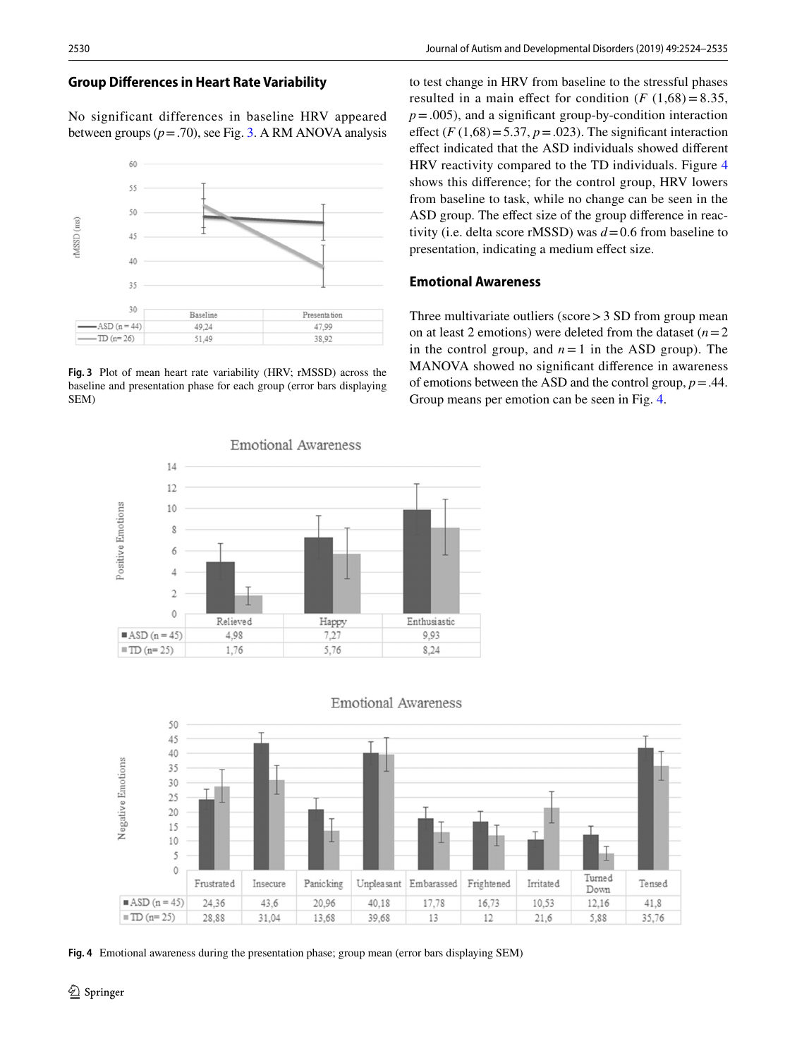## Group Differences in Heart Rate Variability

No significant differences in baseline HRV appeared between groups ($p = .70$), see Fig. 3. A RM ANOVA analysis to test change in HRV from baseline to the stressful phases resulted in a main effect for condition ($F$ (1,68) = 8.35, $p = .005$), and a significant group-by-condition interaction effect ($F$ (1,68) = 5.37, $p = .023$). The significant interaction effect indicated that the ASD individuals showed different HRV reactivity compared to the TD individuals. Figure 4 shows this difference; for the control group, HRV lowers from baseline to task, while no change can be seen in the ASD group. The effect size of the group difference in reactivity (i.e. delta score rMSSD) was $d = 0.6$ from baseline to presentation, indicating a medium effect size.

| | Baseline | Presentation |
|---|---|---|
| ASD (n = 44) | 49,24 | 47,99 |
| TD (n= 26) | 51,49 | 38,92 |

**Fig. 3** Plot of mean heart rate variability (HRV; rMSSD) across the baseline and presentation phase for each group (error bars displaying SEM)

## Emotional Awareness

Three multivariate outliers (score > 3 SD from group mean on at least 2 emotions) were deleted from the dataset ($n = 2$ in the control group, and $n = 1$ in the ASD group). The MANOVA showed no significant difference in awareness of emotions between the ASD and the control group, $p = .44$. Group means per emotion can be seen in Fig. 4.

Emotional Awareness (Positive Emotions)

| | Relieved | Happy | Enthusiastic |
|---|---|---|---|
| ASD (n = 45) | 4,98 | 7,27 | 9,93 |
| TD (n= 25) | 1,76 | 5,76 | 8,24 |

Emotional Awareness (Negative Emotions)

| | Frustrated | Insecure | Panicking | Unpleasant | Embarassed | Frightened | Irritated | Turned Down | Tensed |
|---|---|---|---|---|---|---|---|---|---|
| ASD (n = 45) | 24,36 | 43,6 | 20,96 | 40,18 | 17,78 | 16,73 | 10,53 | 12,16 | 41,8 |
| TD (n= 25) | 28,88 | 31,04 | 13,68 | 39,68 | 13 | 12 | 21,6 | 5,88 | 35,76 |

**Fig. 4** Emotional awareness during the presentation phase; group mean (error bars displaying SEM)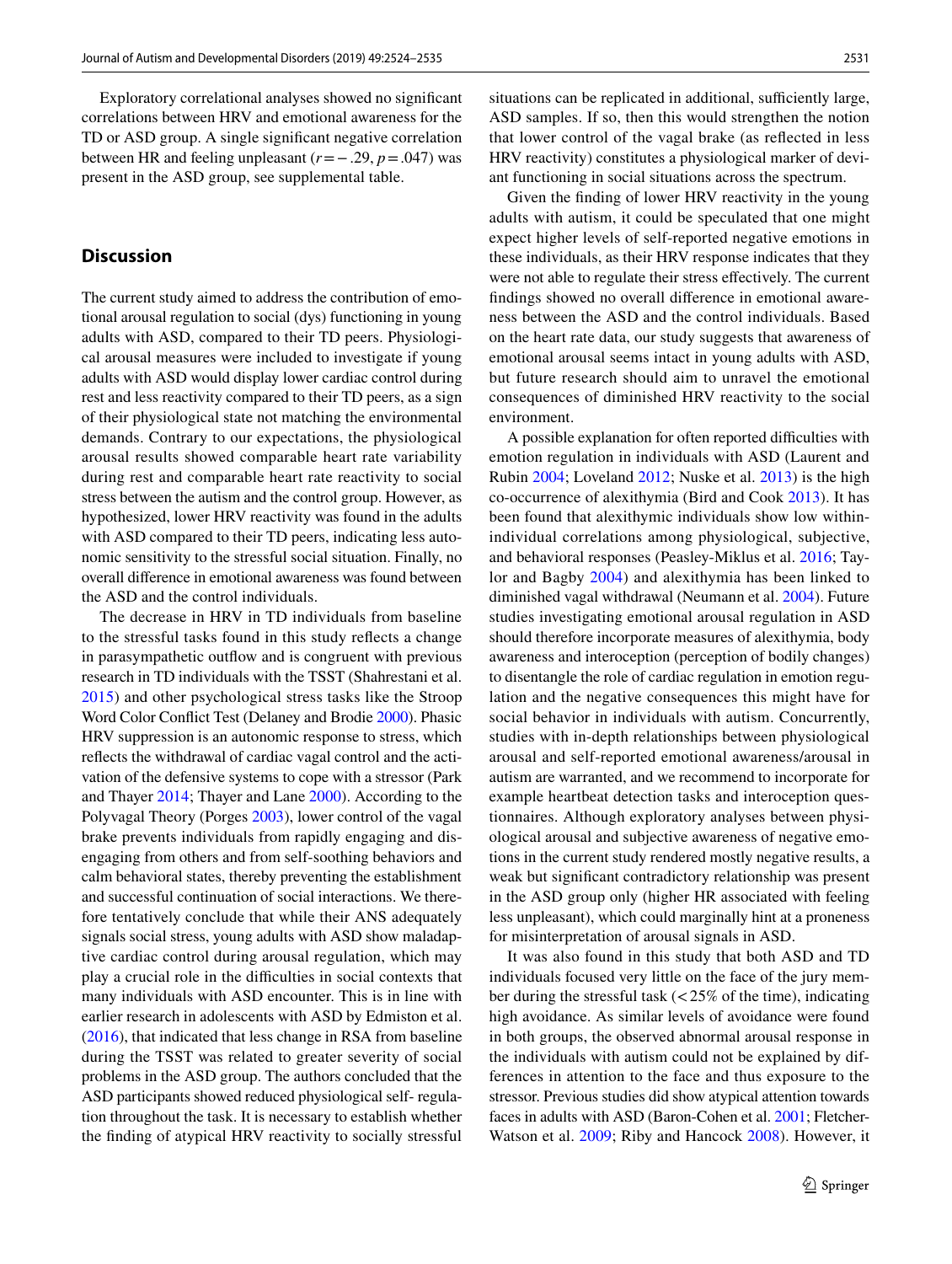Exploratory correlational analyses showed no significant correlations between HRV and emotional awareness for the TD or ASD group. A single significant negative correlation between HR and feeling unpleasant ($r = -.29$, $p = .047$) was present in the ASD group, see supplemental table.

## Discussion

The current study aimed to address the contribution of emotional arousal regulation to social (dys) functioning in young adults with ASD, compared to their TD peers. Physiological arousal measures were included to investigate if young adults with ASD would display lower cardiac control during rest and less reactivity compared to their TD peers, as a sign of their physiological state not matching the environmental demands. Contrary to our expectations, the physiological arousal results showed comparable heart rate variability during rest and comparable heart rate reactivity to social stress between the autism and the control group. However, as hypothesized, lower HRV reactivity was found in the adults with ASD compared to their TD peers, indicating less autonomic sensitivity to the stressful social situation. Finally, no overall difference in emotional awareness was found between the ASD and the control individuals.

The decrease in HRV in TD individuals from baseline to the stressful tasks found in this study reflects a change in parasympathetic outflow and is congruent with previous research in TD individuals with the TSST (Shahrestani et al. 2015) and other psychological stress tasks like the Stroop Word Color Conflict Test (Delaney and Brodie 2000). Phasic HRV suppression is an autonomic response to stress, which reflects the withdrawal of cardiac vagal control and the activation of the defensive systems to cope with a stressor (Park and Thayer 2014; Thayer and Lane 2000). According to the Polyvagal Theory (Porges 2003), lower control of the vagal brake prevents individuals from rapidly engaging and disengaging from others and from self-soothing behaviors and calm behavioral states, thereby preventing the establishment and successful continuation of social interactions. We therefore tentatively conclude that while their ANS adequately signals social stress, young adults with ASD show maladaptive cardiac control during arousal regulation, which may play a crucial role in the difficulties in social contexts that many individuals with ASD encounter. This is in line with earlier research in adolescents with ASD by Edmiston et al. (2016), that indicated that less change in RSA from baseline during the TSST was related to greater severity of social problems in the ASD group. The authors concluded that the ASD participants showed reduced physiological self- regulation throughout the task. It is necessary to establish whether the finding of atypical HRV reactivity to socially stressful situations can be replicated in additional, sufficiently large, ASD samples. If so, then this would strengthen the notion that lower control of the vagal brake (as reflected in less HRV reactivity) constitutes a physiological marker of deviant functioning in social situations across the spectrum.

Given the finding of lower HRV reactivity in the young adults with autism, it could be speculated that one might expect higher levels of self-reported negative emotions in these individuals, as their HRV response indicates that they were not able to regulate their stress effectively. The current findings showed no overall difference in emotional awareness between the ASD and the control individuals. Based on the heart rate data, our study suggests that awareness of emotional arousal seems intact in young adults with ASD, but future research should aim to unravel the emotional consequences of diminished HRV reactivity to the social environment.

A possible explanation for often reported difficulties with emotion regulation in individuals with ASD (Laurent and Rubin 2004; Loveland 2012; Nuske et al. 2013) is the high co-occurrence of alexithymia (Bird and Cook 2013). It has been found that alexithymic individuals show low within-individual correlations among physiological, subjective, and behavioral responses (Peasley-Miklus et al. 2016; Taylor and Bagby 2004) and alexithymia has been linked to diminished vagal withdrawal (Neumann et al. 2004). Future studies investigating emotional arousal regulation in ASD should therefore incorporate measures of alexithymia, body awareness and interoception (perception of bodily changes) to disentangle the role of cardiac regulation in emotion regulation and the negative consequences this might have for social behavior in individuals with autism. Concurrently, studies with in-depth relationships between physiological arousal and self-reported emotional awareness/arousal in autism are warranted, and we recommend to incorporate for example heartbeat detection tasks and interoception questionnaires. Although exploratory analyses between physiological arousal and subjective awareness of negative emotions in the current study rendered mostly negative results, a weak but significant contradictory relationship was present in the ASD group only (higher HR associated with feeling less unpleasant), which could marginally hint at a proneness for misinterpretation of arousal signals in ASD.

It was also found in this study that both ASD and TD individuals focused very little on the face of the jury member during the stressful task (< 25% of the time), indicating high avoidance. As similar levels of avoidance were found in both groups, the observed abnormal arousal response in the individuals with autism could not be explained by differences in attention to the face and thus exposure to the stressor. Previous studies did show atypical attention towards faces in adults with ASD (Baron-Cohen et al. 2001; Fletcher-Watson et al. 2009; Riby and Hancock 2008). However, it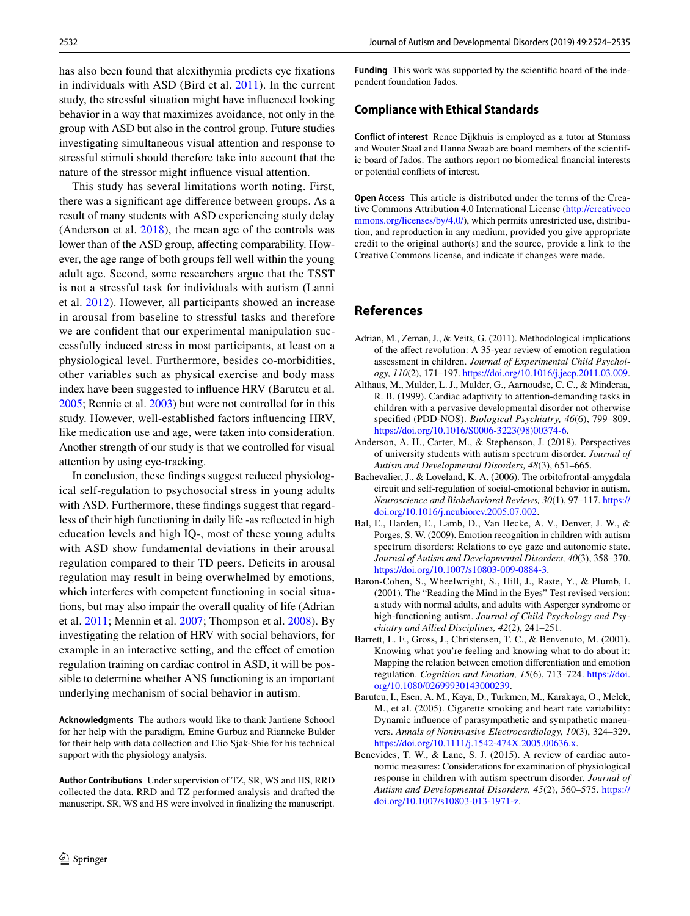has also been found that alexithymia predicts eye fixations in individuals with ASD (Bird et al. 2011). In the current study, the stressful situation might have influenced looking behavior in a way that maximizes avoidance, not only in the group with ASD but also in the control group. Future studies investigating simultaneous visual attention and response to stressful stimuli should therefore take into account that the nature of the stressor might influence visual attention.

This study has several limitations worth noting. First, there was a significant age difference between groups. As a result of many students with ASD experiencing study delay (Anderson et al. 2018), the mean age of the controls was lower than of the ASD group, affecting comparability. However, the age range of both groups fell well within the young adult age. Second, some researchers argue that the TSST is not a stressful task for individuals with autism (Lanni et al. 2012). However, all participants showed an increase in arousal from baseline to stressful tasks and therefore we are confident that our experimental manipulation successfully induced stress in most participants, at least on a physiological level. Furthermore, besides co-morbidities, other variables such as physical exercise and body mass index have been suggested to influence HRV (Barutcu et al. 2005; Rennie et al. 2003) but were not controlled for in this study. However, well-established factors influencing HRV, like medication use and age, were taken into consideration. Another strength of our study is that we controlled for visual attention by using eye-tracking.

In conclusion, these findings suggest reduced physiological self-regulation to psychosocial stress in young adults with ASD. Furthermore, these findings suggest that regardless of their high functioning in daily life -as reflected in high education levels and high IQ-, most of these young adults with ASD show fundamental deviations in their arousal regulation compared to their TD peers. Deficits in arousal regulation may result in being overwhelmed by emotions, which interferes with competent functioning in social situations, but may also impair the overall quality of life (Adrian et al. 2011; Mennin et al. 2007; Thompson et al. 2008). By investigating the relation of HRV with social behaviors, for example in an interactive setting, and the effect of emotion regulation training on cardiac control in ASD, it will be possible to determine whether ANS functioning is an important underlying mechanism of social behavior in autism.

**Acknowledgments** The authors would like to thank Jantiene Schoorl for her help with the paradigm, Emine Gurbuz and Rianneke Bulder for their help with data collection and Elio Sjak-Shie for his technical support with the physiology analysis.

**Author Contributions** Under supervision of TZ, SR, WS and HS, RRD collected the data. RRD and TZ performed analysis and drafted the manuscript. SR, WS and HS were involved in finalizing the manuscript.

**Funding** This work was supported by the scientific board of the independent foundation Jados.

## Compliance with Ethical Standards

**Conflict of interest** Renee Dijkhuis is employed as a tutor at Stumass and Wouter Staal and Hanna Swaab are board members of the scientific board of Jados. The authors report no biomedical financial interests or potential conflicts of interest.

**Open Access** This article is distributed under the terms of the Creative Commons Attribution 4.0 International License (http://creativecommons.org/licenses/by/4.0/), which permits unrestricted use, distribution, and reproduction in any medium, provided you give appropriate credit to the original author(s) and the source, provide a link to the Creative Commons license, and indicate if changes were made.

## References

Adrian, M., Zeman, J., & Veits, G. (2011). Methodological implications of the affect revolution: A 35-year review of emotion regulation assessment in children. *Journal of Experimental Child Psychology, 110*(2), 171–197. https://doi.org/10.1016/j.jecp.2011.03.009.

Althaus, M., Mulder, L. J., Mulder, G., Aarnoudse, C. C., & Minderaa, R. B. (1999). Cardiac adaptivity to attention-demanding tasks in children with a pervasive developmental disorder not otherwise specified (PDD-NOS). *Biological Psychiatry, 46*(6), 799–809. https://doi.org/10.1016/S0006-3223(98)00374-6.

Anderson, A. H., Carter, M., & Stephenson, J. (2018). Perspectives of university students with autism spectrum disorder. *Journal of Autism and Developmental Disorders, 48*(3), 651–665.

Bachevalier, J., & Loveland, K. A. (2006). The orbitofrontal-amygdala circuit and self-regulation of social-emotional behavior in autism. *Neuroscience and Biobehavioral Reviews, 30*(1), 97–117. https://doi.org/10.1016/j.neubiorev.2005.07.002.

Bal, E., Harden, E., Lamb, D., Van Hecke, A. V., Denver, J. W., & Porges, S. W. (2009). Emotion recognition in children with autism spectrum disorders: Relations to eye gaze and autonomic state. *Journal of Autism and Developmental Disorders, 40*(3), 358–370. https://doi.org/10.1007/s10803-009-0884-3.

Baron-Cohen, S., Wheelwright, S., Hill, J., Raste, Y., & Plumb, I. (2001). The "Reading the Mind in the Eyes" Test revised version: a study with normal adults, and adults with Asperger syndrome or high-functioning autism. *Journal of Child Psychology and Psychiatry and Allied Disciplines, 42*(2), 241–251.

Barrett, L. F., Gross, J., Christensen, T. C., & Benvenuto, M. (2001). Knowing what you're feeling and knowing what to do about it: Mapping the relation between emotion differentiation and emotion regulation. *Cognition and Emotion, 15*(6), 713–724. https://doi.org/10.1080/02699930143000239.

Barutcu, I., Esen, A. M., Kaya, D., Turkmen, M., Karakaya, O., Melek, M., et al. (2005). Cigarette smoking and heart rate variability: Dynamic influence of parasympathetic and sympathetic maneuvers. *Annals of Noninvasive Electrocardiology, 10*(3), 324–329. https://doi.org/10.1111/j.1542-474X.2005.00636.x.

Benevides, T. W., & Lane, S. J. (2015). A review of cardiac autonomic measures: Considerations for examination of physiological response in children with autism spectrum disorder. *Journal of Autism and Developmental Disorders, 45*(2), 560–575. https://doi.org/10.1007/s10803-013-1971-z.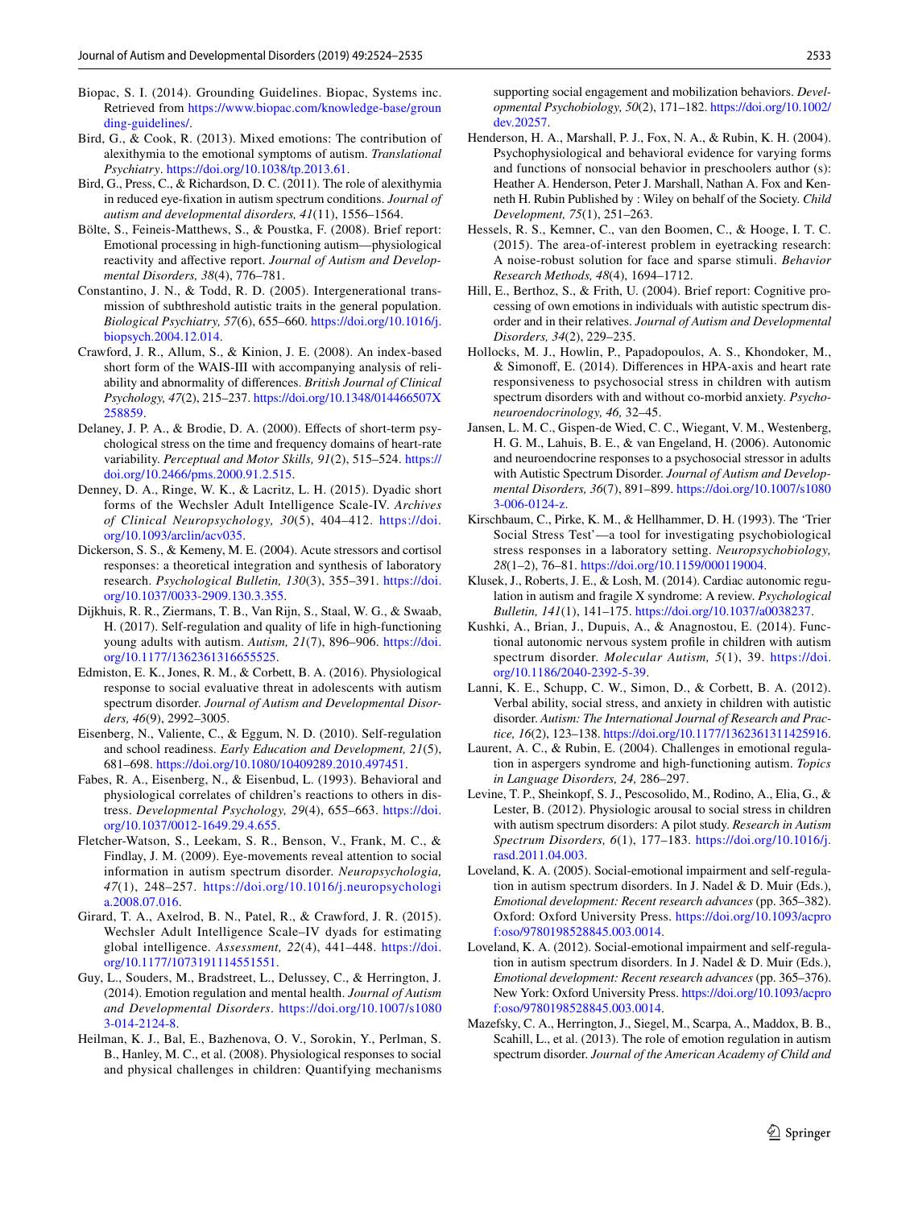Biopac, S. I. (2014). Grounding Guidelines. Biopac, Systems inc. Retrieved from https://www.biopac.com/knowledge-base/grounding-guidelines/.

Bird, G., & Cook, R. (2013). Mixed emotions: The contribution of alexithymia to the emotional symptoms of autism. *Translational Psychiatry*. https://doi.org/10.1038/tp.2013.61.

Bird, G., Press, C., & Richardson, D. C. (2011). The role of alexithymia in reduced eye-fixation in autism spectrum conditions. *Journal of autism and developmental disorders, 41*(11), 1556–1564.

Bölte, S., Feineis-Matthews, S., & Poustka, F. (2008). Brief report: Emotional processing in high-functioning autism—physiological reactivity and affective report. *Journal of Autism and Developmental Disorders, 38*(4), 776–781.

Constantino, J. N., & Todd, R. D. (2005). Intergenerational transmission of subthreshold autistic traits in the general population. *Biological Psychiatry, 57*(6), 655–660. https://doi.org/10.1016/j.biopsych.2004.12.014.

Crawford, J. R., Allum, S., & Kinion, J. E. (2008). An index-based short form of the WAIS-III with accompanying analysis of reliability and abnormality of differences. *British Journal of Clinical Psychology, 47*(2), 215–237. https://doi.org/10.1348/014466507X258859.

Delaney, J. P. A., & Brodie, D. A. (2000). Effects of short-term psychological stress on the time and frequency domains of heart-rate variability. *Perceptual and Motor Skills, 91*(2), 515–524. https://doi.org/10.2466/pms.2000.91.2.515.

Denney, D. A., Ringe, W. K., & Lacritz, L. H. (2015). Dyadic short forms of the Wechsler Adult Intelligence Scale-IV. *Archives of Clinical Neuropsychology, 30*(5), 404–412. https://doi.org/10.1093/arclin/acv035.

Dickerson, S. S., & Kemeny, M. E. (2004). Acute stressors and cortisol responses: a theoretical integration and synthesis of laboratory research. *Psychological Bulletin, 130*(3), 355–391. https://doi.org/10.1037/0033-2909.130.3.355.

Dijkhuis, R. R., Ziermans, T. B., Van Rijn, S., Staal, W. G., & Swaab, H. (2017). Self-regulation and quality of life in high-functioning young adults with autism. *Autism, 21*(7), 896–906. https://doi.org/10.1177/1362361316655525.

Edmiston, E. K., Jones, R. M., & Corbett, B. A. (2016). Physiological response to social evaluative threat in adolescents with autism spectrum disorder. *Journal of Autism and Developmental Disorders, 46*(9), 2992–3005.

Eisenberg, N., Valiente, C., & Eggum, N. D. (2010). Self-regulation and school readiness. *Early Education and Development, 21*(5), 681–698. https://doi.org/10.1080/10409289.2010.497451.

Fabes, R. A., Eisenberg, N., & Eisenbud, L. (1993). Behavioral and physiological correlates of children's reactions to others in distress. *Developmental Psychology, 29*(4), 655–663. https://doi.org/10.1037/0012-1649.29.4.655.

Fletcher-Watson, S., Leekam, S. R., Benson, V., Frank, M. C., & Findlay, J. M. (2009). Eye-movements reveal attention to social information in autism spectrum disorder. *Neuropsychologia, 47*(1), 248–257. https://doi.org/10.1016/j.neuropsychologia.2008.07.016.

Girard, T. A., Axelrod, B. N., Patel, R., & Crawford, J. R. (2015). Wechsler Adult Intelligence Scale–IV dyads for estimating global intelligence. *Assessment, 22*(4), 441–448. https://doi.org/10.1177/1073191114551551.

Guy, L., Souders, M., Bradstreet, L., Delussey, C., & Herrington, J. (2014). Emotion regulation and mental health. *Journal of Autism and Developmental Disorders*. https://doi.org/10.1007/s10803-014-2124-8.

Heilman, K. J., Bal, E., Bazhenova, O. V., Sorokin, Y., Perlman, S. B., Hanley, M. C., et al. (2008). Physiological responses to social and physical challenges in children: Quantifying mechanisms supporting social engagement and mobilization behaviors. *Developmental Psychobiology, 50*(2), 171–182. https://doi.org/10.1002/dev.20257.

Henderson, H. A., Marshall, P. J., Fox, N. A., & Rubin, K. H. (2004). Psychophysiological and behavioral evidence for varying forms and functions of nonsocial behavior in preschoolers author (s): Heather A. Henderson, Peter J. Marshall, Nathan A. Fox and Kenneth H. Rubin Published by : Wiley on behalf of the Society. *Child Development, 75*(1), 251–263.

Hessels, R. S., Kemner, C., van den Boomen, C., & Hooge, I. T. C. (2015). The area-of-interest problem in eyetracking research: A noise-robust solution for face and sparse stimuli. *Behavior Research Methods, 48*(4), 1694–1712.

Hill, E., Berthoz, S., & Frith, U. (2004). Brief report: Cognitive processing of own emotions in individuals with autistic spectrum disorder and in their relatives. *Journal of Autism and Developmental Disorders, 34*(2), 229–235.

Hollocks, M. J., Howlin, P., Papadopoulos, A. S., Khondoker, M., & Simonoff, E. (2014). Differences in HPA-axis and heart rate responsiveness to psychosocial stress in children with autism spectrum disorders with and without co-morbid anxiety. *Psychoneuroendocrinology, 46*, 32–45.

Jansen, L. M. C., Gispen-de Wied, C. C., Wiegant, V. M., Westenberg, H. G. M., Lahuis, B. E., & van Engeland, H. (2006). Autonomic and neuroendocrine responses to a psychosocial stressor in adults with Autistic Spectrum Disorder. *Journal of Autism and Developmental Disorders, 36*(7), 891–899. https://doi.org/10.1007/s10803-006-0124-z.

Kirschbaum, C., Pirke, K. M., & Hellhammer, D. H. (1993). The 'Trier Social Stress Test'—a tool for investigating psychobiological stress responses in a laboratory setting. *Neuropsychobiology, 28*(1–2), 76–81. https://doi.org/10.1159/000119004.

Klusek, J., Roberts, J. E., & Losh, M. (2014). Cardiac autonomic regulation in autism and fragile X syndrome: A review. *Psychological Bulletin, 141*(1), 141–175. https://doi.org/10.1037/a0038237.

Kushki, A., Brian, J., Dupuis, A., & Anagnostou, E. (2014). Functional autonomic nervous system profile in children with autism spectrum disorder. *Molecular Autism, 5*(1), 39. https://doi.org/10.1186/2040-2392-5-39.

Lanni, K. E., Schupp, C. W., Simon, D., & Corbett, B. A. (2012). Verbal ability, social stress, and anxiety in children with autistic disorder. *Autism: The International Journal of Research and Practice, 16*(2), 123–138. https://doi.org/10.1177/1362361311425916.

Laurent, A. C., & Rubin, E. (2004). Challenges in emotional regulation in aspergers syndrome and high-functioning autism. *Topics in Language Disorders, 24*, 286–297.

Levine, T. P., Sheinkopf, S. J., Pescosolido, M., Rodino, A., Elia, G., & Lester, B. (2012). Physiologic arousal to social stress in children with autism spectrum disorders: A pilot study. *Research in Autism Spectrum Disorders, 6*(1), 177–183. https://doi.org/10.1016/j.rasd.2011.04.003.

Loveland, K. A. (2005). Social-emotional impairment and self-regulation in autism spectrum disorders. In J. Nadel & D. Muir (Eds.), *Emotional development: Recent research advances* (pp. 365–382). Oxford: Oxford University Press. https://doi.org/10.1093/acprof:oso/9780198528845.003.0014.

Loveland, K. A. (2012). Social-emotional impairment and self-regulation in autism spectrum disorders. In J. Nadel & D. Muir (Eds.), *Emotional development: Recent research advances* (pp. 365–376). New York: Oxford University Press. https://doi.org/10.1093/acprof:oso/9780198528845.003.0014.

Mazefsky, C. A., Herrington, J., Siegel, M., Scarpa, A., Maddox, B. B., Scahill, L., et al. (2013). The role of emotion regulation in autism spectrum disorder. *Journal of the American Academy of Child and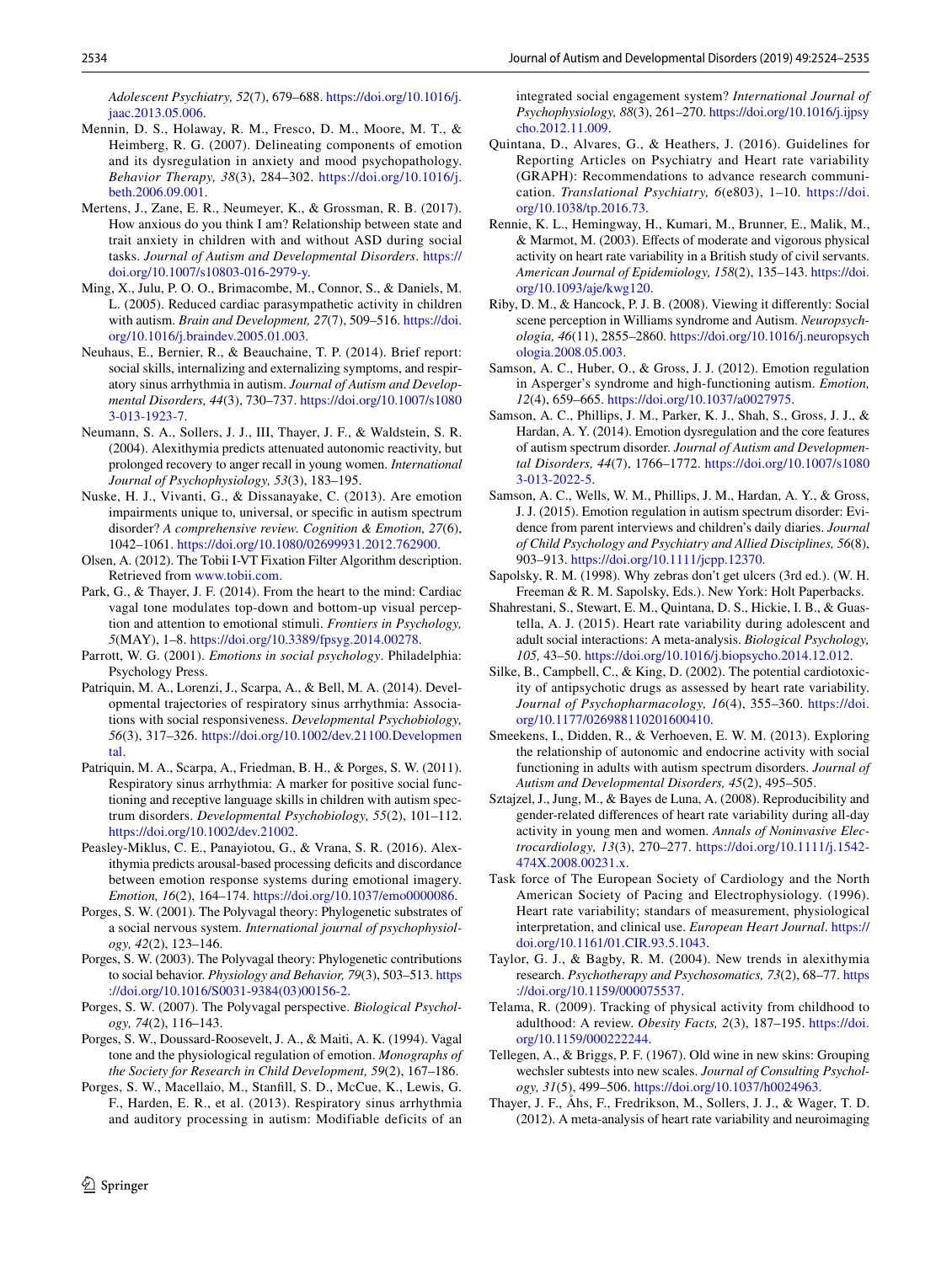Adolescent Psychiatry, 52*(7), 679–688. https://doi.org/10.1016/j.jaac.2013.05.006.

Mennin, D. S., Holaway, R. M., Fresco, D. M., Moore, M. T., & Heimberg, R. G. (2007). Delineating components of emotion and its dysregulation in anxiety and mood psychopathology. *Behavior Therapy, 38*(3), 284–302. https://doi.org/10.1016/j.beth.2006.09.001.

Mertens, J., Zane, E. R., Neumeyer, K., & Grossman, R. B. (2017). How anxious do you think I am? Relationship between state and trait anxiety in children with and without ASD during social tasks. *Journal of Autism and Developmental Disorders*. https://doi.org/10.1007/s10803-016-2979-y.

Ming, X., Julu, P. O. O., Brimacombe, M., Connor, S., & Daniels, M. L. (2005). Reduced cardiac parasympathetic activity in children with autism. *Brain and Development, 27*(7), 509–516. https://doi.org/10.1016/j.braindev.2005.01.003.

Neuhaus, E., Bernier, R., & Beauchaine, T. P. (2014). Brief report: social skills, internalizing and externalizing symptoms, and respiratory sinus arrhythmia in autism. *Journal of Autism and Developmental Disorders, 44*(3), 730–737. https://doi.org/10.1007/s10803-013-1923-7.

Neumann, S. A., Sollers, J. J., III, Thayer, J. F., & Waldstein, S. R. (2004). Alexithymia predicts attenuated autonomic reactivity, but prolonged recovery to anger recall in young women. *International Journal of Psychophysiology, 53*(3), 183–195.

Nuske, H. J., Vivanti, G., & Dissanayake, C. (2013). Are emotion impairments unique to, universal, or specific in autism spectrum disorder? *A comprehensive review. Cognition & Emotion, 27*(6), 1042–1061. https://doi.org/10.1080/02699931.2012.762900.

Olsen, A. (2012). The Tobii I-VT Fixation Filter Algorithm description. Retrieved from www.tobii.com.

Park, G., & Thayer, J. F. (2014). From the heart to the mind: Cardiac vagal tone modulates top-down and bottom-up visual perception and attention to emotional stimuli. *Frontiers in Psychology, 5*(MAY), 1–8. https://doi.org/10.3389/fpsyg.2014.00278.

Parrott, W. G. (2001). *Emotions in social psychology*. Philadelphia: Psychology Press.

Patriquin, M. A., Lorenzi, J., Scarpa, A., & Bell, M. A. (2014). Developmental trajectories of respiratory sinus arrhythmia: Associations with social responsiveness. *Developmental Psychobiology, 56*(3), 317–326. https://doi.org/10.1002/dev.21100.Developmental.

Patriquin, M. A., Scarpa, A., Friedman, B. H., & Porges, S. W. (2011). Respiratory sinus arrhythmia: A marker for positive social functioning and receptive language skills in children with autism spectrum disorders. *Developmental Psychobiology, 55*(2), 101–112. https://doi.org/10.1002/dev.21002.

Peasley-Miklus, C. E., Panayiotou, G., & Vrana, S. R. (2016). Alexithymia predicts arousal-based processing deficits and discordance between emotion response systems during emotional imagery. *Emotion, 16*(2), 164–174. https://doi.org/10.1037/emo0000086.

Porges, S. W. (2001). The Polyvagal theory: Phylogenetic substrates of a social nervous system. *International journal of psychophysiology, 42*(2), 123–146.

Porges, S. W. (2003). The Polyvagal theory: Phylogenetic contributions to social behavior. *Physiology and Behavior, 79*(3), 503–513. https://doi.org/10.1016/S0031-9384(03)00156-2.

Porges, S. W. (2007). The Polyvagal perspective. *Biological Psychology, 74*(2), 116–143.

Porges, S. W., Doussard-Roosevelt, J. A., & Maiti, A. K. (1994). Vagal tone and the physiological regulation of emotion. *Monographs of the Society for Research in Child Development, 59*(2), 167–186.

Porges, S. W., Macellaio, M., Stanfill, S. D., McCue, K., Lewis, G. F., Harden, E. R., et al. (2013). Respiratory sinus arrhythmia and auditory processing in autism: Modifiable deficits of an integrated social engagement system? *International Journal of Psychophysiology, 88*(3), 261–270. https://doi.org/10.1016/j.ijpsycho.2012.11.009.

Quintana, D., Alvares, G., & Heathers, J. (2016). Guidelines for Reporting Articles on Psychiatry and Heart rate variability (GRAPH): Recommendations to advance research communication. *Translational Psychiatry, 6*(e803), 1–10. https://doi.org/10.1038/tp.2016.73.

Rennie, K. L., Hemingway, H., Kumari, M., Brunner, E., Malik, M., & Marmot, M. (2003). Effects of moderate and vigorous physical activity on heart rate variability in a British study of civil servants. *American Journal of Epidemiology, 158*(2), 135–143. https://doi.org/10.1093/aje/kwg120.

Riby, D. M., & Hancock, P. J. B. (2008). Viewing it differently: Social scene perception in Williams syndrome and Autism. *Neuropsychologia, 46*(11), 2855–2860. https://doi.org/10.1016/j.neuropsychologia.2008.05.003.

Samson, A. C., Huber, O., & Gross, J. J. (2012). Emotion regulation in Asperger's syndrome and high-functioning autism. *Emotion, 12*(4), 659–665. https://doi.org/10.1037/a0027975.

Samson, A. C., Phillips, J. M., Parker, K. J., Shah, S., Gross, J. J., & Hardan, A. Y. (2014). Emotion dysregulation and the core features of autism spectrum disorder. *Journal of Autism and Developmental Disorders, 44*(7), 1766–1772. https://doi.org/10.1007/s10803-013-2022-5.

Samson, A. C., Wells, W. M., Phillips, J. M., Hardan, A. Y., & Gross, J. J. (2015). Emotion regulation in autism spectrum disorder: Evidence from parent interviews and children's daily diaries. *Journal of Child Psychology and Psychiatry and Allied Disciplines, 56*(8), 903–913. https://doi.org/10.1111/jcpp.12370.

Sapolsky, R. M. (1998). Why zebras don't get ulcers (3rd ed.). (W. H. Freeman & R. M. Sapolsky, Eds.). New York: Holt Paperbacks.

Shahrestani, S., Stewart, E. M., Quintana, D. S., Hickie, I. B., & Guastella, A. J. (2015). Heart rate variability during adolescent and adult social interactions: A meta-analysis. *Biological Psychology, 105,* 43–50. https://doi.org/10.1016/j.biopsycho.2014.12.012.

Silke, B., Campbell, C., & King, D. (2002). The potential cardiotoxicity of antipsychotic drugs as assessed by heart rate variability. *Journal of Psychopharmacology, 16*(4), 355–360. https://doi.org/10.1177/026988110201600410.

Smeekens, I., Didden, R., & Verhoeven, E. W. M. (2013). Exploring the relationship of autonomic and endocrine activity with social functioning in adults with autism spectrum disorders. *Journal of Autism and Developmental Disorders, 45*(2), 495–505.

Sztajzel, J., Jung, M., & Bayes de Luna, A. (2008). Reproducibility and gender-related differences of heart rate variability during all-day activity in young men and women. *Annals of Noninvasive Electrocardiology, 13*(3), 270–277. https://doi.org/10.1111/j.1542-474X.2008.00231.x.

Task force of The European Society of Cardiology and the North American Society of Pacing and Electrophysiology. (1996). Heart rate variability; standards of measurement, physiological interpretation, and clinical use. *European Heart Journal*. https://doi.org/10.1161/01.CIR.93.5.1043.

Taylor, G. J., & Bagby, R. M. (2004). New trends in alexithymia research. *Psychotherapy and Psychosomatics, 73*(2), 68–77. https://doi.org/10.1159/000075537.

Telama, R. (2009). Tracking of physical activity from childhood to adulthood: A review. *Obesity Facts, 2*(3), 187–195. https://doi.org/10.1159/000222244.

Tellegen, A., & Briggs, P. F. (1967). Old wine in new skins: Grouping wechsler subtests into new scales. *Journal of Consulting Psychology, 31*(5), 499–506. https://doi.org/10.1037/h0024963.

Thayer, J. F., Åhs, F., Fredrikson, M., Sollers, J. J., & Wager, T. D. (2012). A meta-analysis of heart rate variability and neuroimaging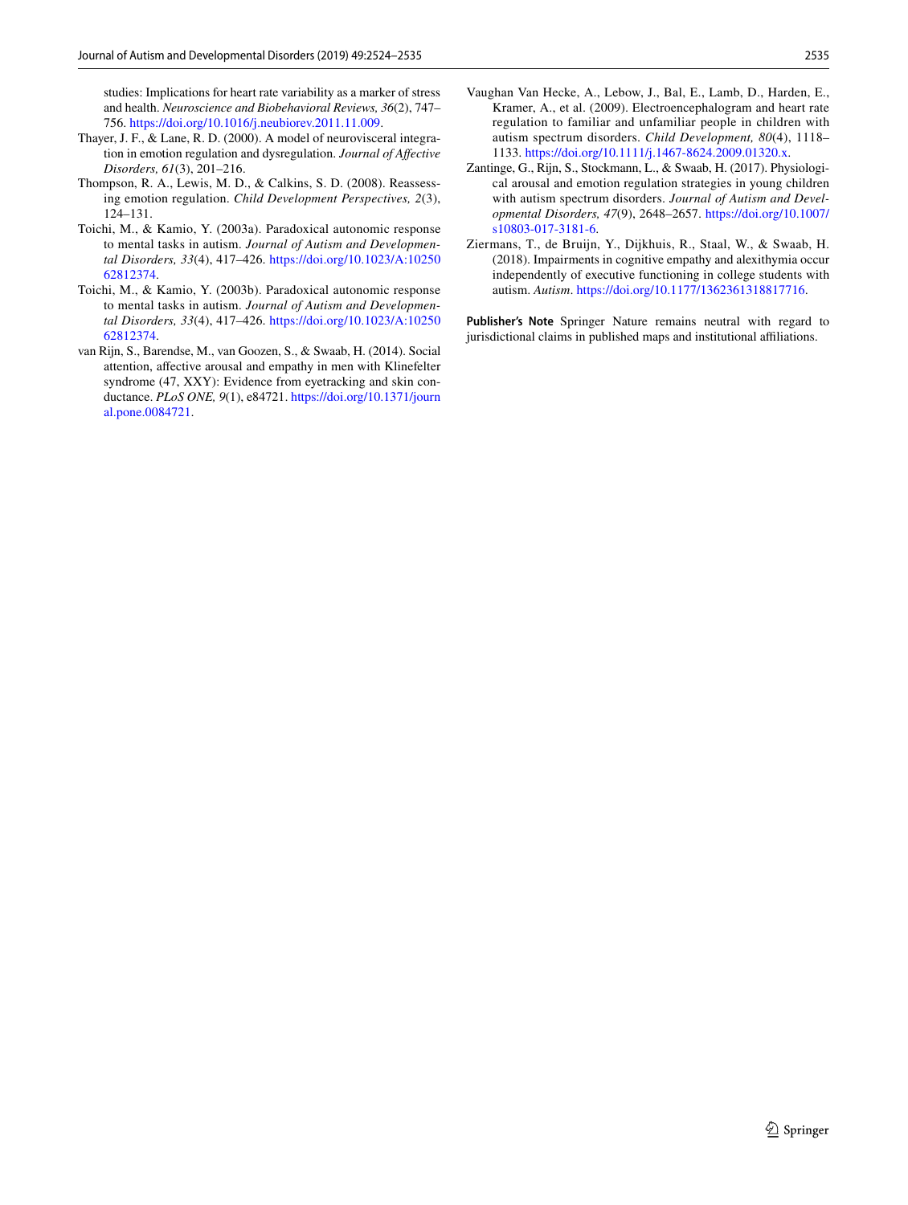studies: Implications for heart rate variability as a marker of stress and health. *Neuroscience and Biobehavioral Reviews, 36*(2), 747–756. https://doi.org/10.1016/j.neubiorev.2011.11.009.

Thayer, J. F., & Lane, R. D. (2000). A model of neurovisceral integration in emotion regulation and dysregulation. *Journal of Affective Disorders, 61*(3), 201–216.

Thompson, R. A., Lewis, M. D., & Calkins, S. D. (2008). Reassessing emotion regulation. *Child Development Perspectives, 2*(3), 124–131.

Toichi, M., & Kamio, Y. (2003a). Paradoxical autonomic response to mental tasks in autism. *Journal of Autism and Developmental Disorders, 33*(4), 417–426. https://doi.org/10.1023/A:1025062812374.

Toichi, M., & Kamio, Y. (2003b). Paradoxical autonomic response to mental tasks in autism. *Journal of Autism and Developmental Disorders, 33*(4), 417–426. https://doi.org/10.1023/A:1025062812374.

van Rijn, S., Barendse, M., van Goozen, S., & Swaab, H. (2014). Social attention, affective arousal and empathy in men with Klinefelter syndrome (47, XXY): Evidence from eyetracking and skin conductance. *PLoS ONE, 9*(1), e84721. https://doi.org/10.1371/journal.pone.0084721.

Vaughan Van Hecke, A., Lebow, J., Bal, E., Lamb, D., Harden, E., Kramer, A., et al. (2009). Electroencephalogram and heart rate regulation to familiar and unfamiliar people in children with autism spectrum disorders. *Child Development, 80*(4), 1118–1133. https://doi.org/10.1111/j.1467-8624.2009.01320.x.

Zantinge, G., Rijn, S., Stockmann, L., & Swaab, H. (2017). Physiological arousal and emotion regulation strategies in young children with autism spectrum disorders. *Journal of Autism and Developmental Disorders, 47*(9), 2648–2657. https://doi.org/10.1007/s10803-017-3181-6.

Ziermans, T., de Bruijn, Y., Dijkhuis, R., Staal, W., & Swaab, H. (2018). Impairments in cognitive empathy and alexithymia occur independently of executive functioning in college students with autism. *Autism*. https://doi.org/10.1177/1362361318817716.

**Publisher's Note** Springer Nature remains neutral with regard to jurisdictional claims in published maps and institutional affiliations.